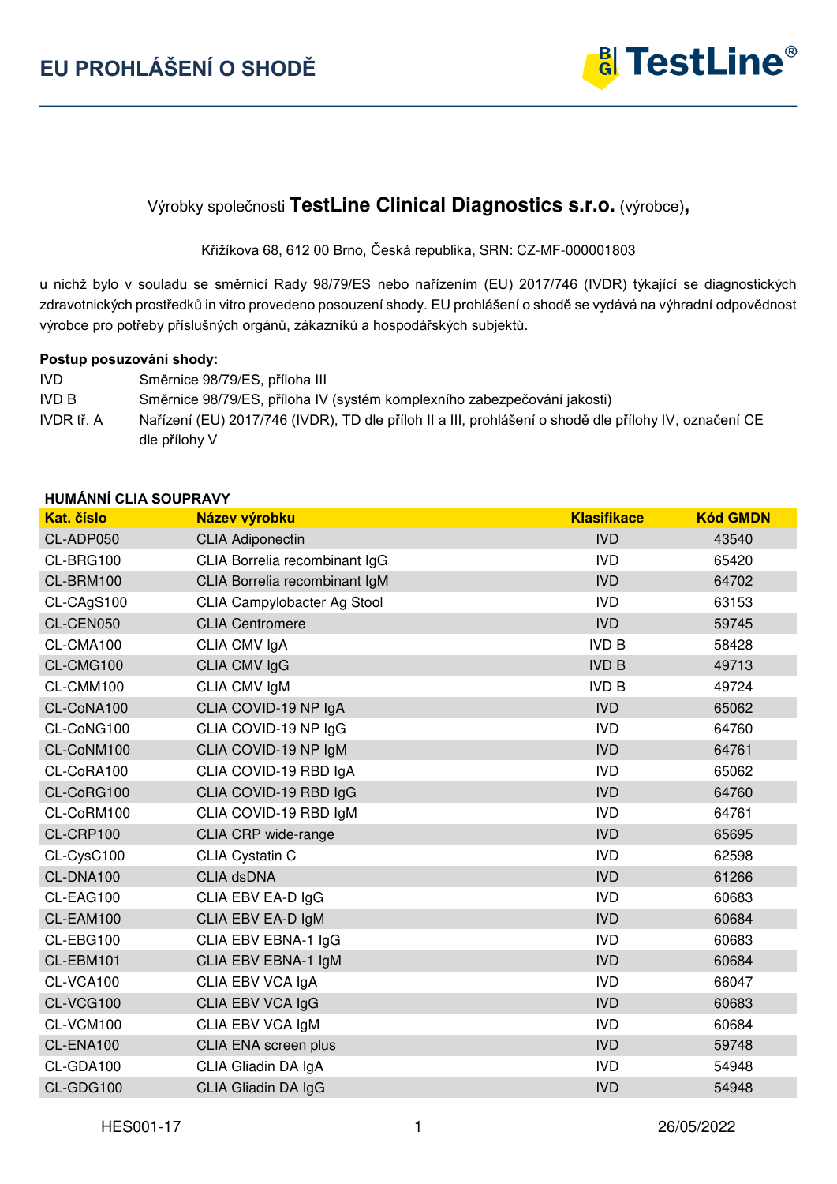# EU PROHLÁŠENÍ O SHODĚ

Výrobky společnosti **TestLine Clinical Diagnostics s.r.o.** (výrobce)**,**

Křižíkova 68, 612 00 Brno, Česká republika, SRN: CZ-MF-000001803

u nichž bylo v souladu se směrnicí Rady 98/79/ES nebo nařízením (EU) 2017/746 (IVDR) týkající se diagnostických zdravotnických prostředků in vitro provedeno posouzení shody. EU prohlášení o shodě se vydává na výhradní odpovědnost výrobce pro potřeby příslušných orgánů, zákazníků a hospodářských subjektů.

**Postup posuzování shody:**

| | |
|---|---|
| IVD | Směrnice 98/79/ES, příloha III |
| IVD B | Směrnice 98/79/ES, příloha IV (systém komplexního zabezpečování jakosti) |
| IVDR tř. A | Nařízení (EU) 2017/746 (IVDR), TD dle příloh II a III, prohlášení o shodě dle přílohy IV, označení CE dle přílohy V |

**HUMÁNNÍ CLIA SOUPRAVY**

| Kat. číslo | Název výrobku | Klasifikace | Kód GMDN |
|---|---|---|---|
| CL-ADP050 | CLIA Adiponectin | IVD | 43540 |
| CL-BRG100 | CLIA Borrelia recombinant IgG | IVD | 65420 |
| CL-BRM100 | CLIA Borrelia recombinant IgM | IVD | 64702 |
| CL-CAgS100 | CLIA Campylobacter Ag Stool | IVD | 63153 |
| CL-CEN050 | CLIA Centromere | IVD | 59745 |
| CL-CMA100 | CLIA CMV IgA | IVD B | 58428 |
| CL-CMG100 | CLIA CMV IgG | IVD B | 49713 |
| CL-CMM100 | CLIA CMV IgM | IVD B | 49724 |
| CL-CoNA100 | CLIA COVID-19 NP IgA | IVD | 65062 |
| CL-CoNG100 | CLIA COVID-19 NP IgG | IVD | 64760 |
| CL-CoNM100 | CLIA COVID-19 NP IgM | IVD | 64761 |
| CL-CoRA100 | CLIA COVID-19 RBD IgA | IVD | 65062 |
| CL-CoRG100 | CLIA COVID-19 RBD IgG | IVD | 64760 |
| CL-CoRM100 | CLIA COVID-19 RBD IgM | IVD | 64761 |
| CL-CRP100 | CLIA CRP wide-range | IVD | 65695 |
| CL-CysC100 | CLIA Cystatin C | IVD | 62598 |
| CL-DNA100 | CLIA dsDNA | IVD | 61266 |
| CL-EAG100 | CLIA EBV EA-D IgG | IVD | 60683 |
| CL-EAM100 | CLIA EBV EA-D IgM | IVD | 60684 |
| CL-EBG100 | CLIA EBV EBNA-1 IgG | IVD | 60683 |
| CL-EBM101 | CLIA EBV EBNA-1 IgM | IVD | 60684 |
| CL-VCA100 | CLIA EBV VCA IgA | IVD | 66047 |
| CL-VCG100 | CLIA EBV VCA IgG | IVD | 60683 |
| CL-VCM100 | CLIA EBV VCA IgM | IVD | 60684 |
| CL-ENA100 | CLIA ENA screen plus | IVD | 59748 |
| CL-GDA100 | CLIA Gliadin DA IgA | IVD | 54948 |
| CL-GDG100 | CLIA Gliadin DA IgG | IVD | 54948 |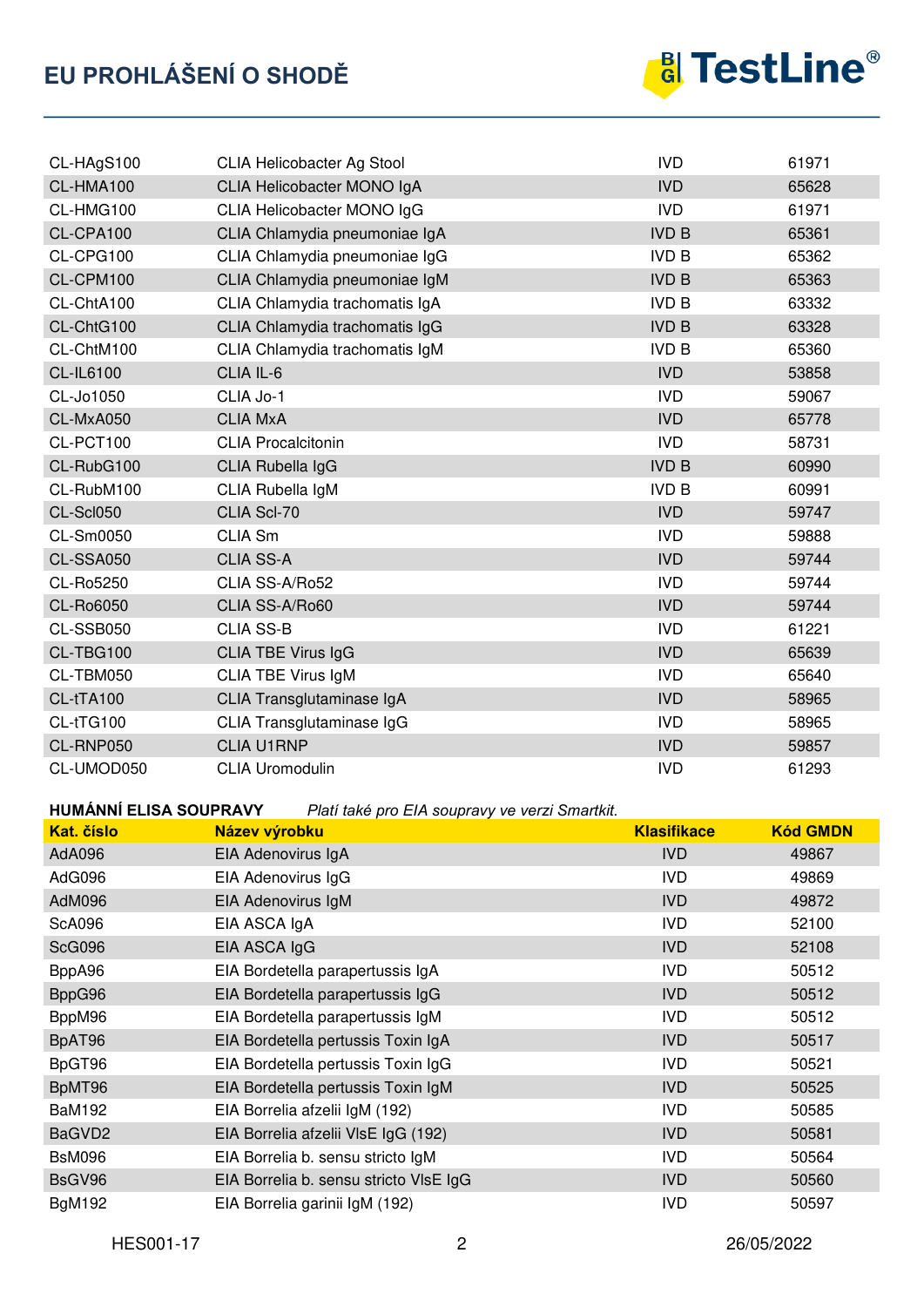| | | | |
|---|---|---|---|
| CL-HAgS100 | CLIA Helicobacter Ag Stool | IVD | 61971 |
| CL-HMA100 | CLIA Helicobacter MONO IgA | IVD | 65628 |
| CL-HMG100 | CLIA Helicobacter MONO IgG | IVD | 61971 |
| CL-CPA100 | CLIA Chlamydia pneumoniae IgA | IVD B | 65361 |
| CL-CPG100 | CLIA Chlamydia pneumoniae IgG | IVD B | 65362 |
| CL-CPM100 | CLIA Chlamydia pneumoniae IgM | IVD B | 65363 |
| CL-ChtA100 | CLIA Chlamydia trachomatis IgA | IVD B | 63332 |
| CL-ChtG100 | CLIA Chlamydia trachomatis IgG | IVD B | 63328 |
| CL-ChtM100 | CLIA Chlamydia trachomatis IgM | IVD B | 65360 |
| CL-IL6100 | CLIA IL-6 | IVD | 53858 |
| CL-Jo1050 | CLIA Jo-1 | IVD | 59067 |
| CL-MxA050 | CLIA MxA | IVD | 65778 |
| CL-PCT100 | CLIA Procalcitonin | IVD | 58731 |
| CL-RubG100 | CLIA Rubella IgG | IVD B | 60990 |
| CL-RubM100 | CLIA Rubella IgM | IVD B | 60991 |
| CL-Scl050 | CLIA Scl-70 | IVD | 59747 |
| CL-Sm0050 | CLIA Sm | IVD | 59888 |
| CL-SSA050 | CLIA SS-A | IVD | 59744 |
| CL-Ro5250 | CLIA SS-A/Ro52 | IVD | 59744 |
| CL-Ro6050 | CLIA SS-A/Ro60 | IVD | 59744 |
| CL-SSB050 | CLIA SS-B | IVD | 61221 |
| CL-TBG100 | CLIA TBE Virus IgG | IVD | 65639 |
| CL-TBM050 | CLIA TBE Virus IgM | IVD | 65640 |
| CL-tTA100 | CLIA Transglutaminase IgA | IVD | 58965 |
| CL-tTG100 | CLIA Transglutaminase IgG | IVD | 58965 |
| CL-RNP050 | CLIA U1RNP | IVD | 59857 |
| CL-UMOD050 | CLIA Uromodulin | IVD | 61293 |

**HUMÁNNÍ ELISA SOUPRAVY** *Platí také pro EIA soupravy ve verzi Smartkit.*

| Kat. číslo | Název výrobku | Klasifikace | Kód GMDN |
|---|---|---|---|
| AdA096 | EIA Adenovirus IgA | IVD | 49867 |
| AdG096 | EIA Adenovirus IgG | IVD | 49869 |
| AdM096 | EIA Adenovirus IgM | IVD | 49872 |
| ScA096 | EIA ASCA IgA | IVD | 52100 |
| ScG096 | EIA ASCA IgG | IVD | 52108 |
| BppA96 | EIA Bordetella parapertussis IgA | IVD | 50512 |
| BppG96 | EIA Bordetella parapertussis IgG | IVD | 50512 |
| BppM96 | EIA Bordetella parapertussis IgM | IVD | 50512 |
| BpAT96 | EIA Bordetella pertussis Toxin IgA | IVD | 50517 |
| BpGT96 | EIA Bordetella pertussis Toxin IgG | IVD | 50521 |
| BpMT96 | EIA Bordetella pertussis Toxin IgM | IVD | 50525 |
| BaM192 | EIA Borrelia afzelii IgM (192) | IVD | 50585 |
| BaGVD2 | EIA Borrelia afzelii VlsE IgG (192) | IVD | 50581 |
| BsM096 | EIA Borrelia b. sensu stricto IgM | IVD | 50564 |
| BsGV96 | EIA Borrelia b. sensu stricto VlsE IgG | IVD | 50560 |
| BgM192 | EIA Borrelia garinii IgM (192) | IVD | 50597 |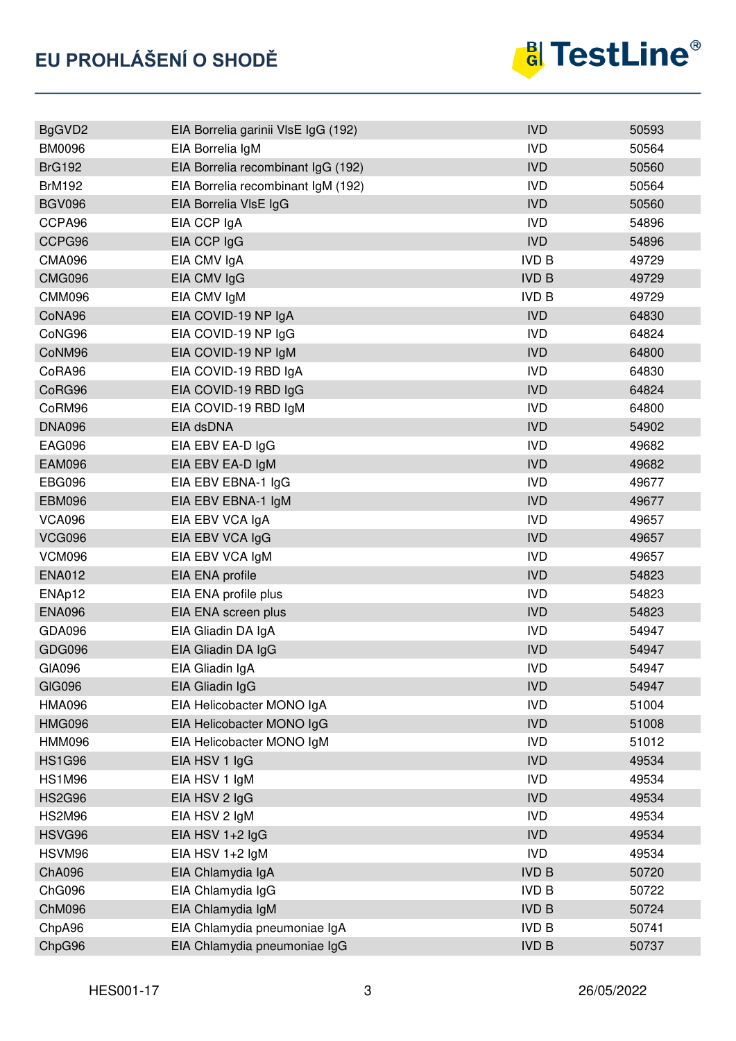| BgGVD2 | EIA Borrelia garinii VlsE IgG (192) | IVD | 50593 |
|---|---|---|---|
| BM0096 | EIA Borrelia IgM | IVD | 50564 |
| BrG192 | EIA Borrelia recombinant IgG (192) | IVD | 50560 |
| BrM192 | EIA Borrelia recombinant IgM (192) | IVD | 50564 |
| BGV096 | EIA Borrelia VlsE IgG | IVD | 50560 |
| CCPA96 | EIA CCP IgA | IVD | 54896 |
| CCPG96 | EIA CCP IgG | IVD | 54896 |
| CMA096 | EIA CMV IgA | IVD B | 49729 |
| CMG096 | EIA CMV IgG | IVD B | 49729 |
| CMM096 | EIA CMV IgM | IVD B | 49729 |
| CoNA96 | EIA COVID-19 NP IgA | IVD | 64830 |
| CoNG96 | EIA COVID-19 NP IgG | IVD | 64824 |
| CoNM96 | EIA COVID-19 NP IgM | IVD | 64800 |
| CoRA96 | EIA COVID-19 RBD IgA | IVD | 64830 |
| CoRG96 | EIA COVID-19 RBD IgG | IVD | 64824 |
| CoRM96 | EIA COVID-19 RBD IgM | IVD | 64800 |
| DNA096 | EIA dsDNA | IVD | 54902 |
| EAG096 | EIA EBV EA-D IgG | IVD | 49682 |
| EAM096 | EIA EBV EA-D IgM | IVD | 49682 |
| EBG096 | EIA EBV EBNA-1 IgG | IVD | 49677 |
| EBM096 | EIA EBV EBNA-1 IgM | IVD | 49677 |
| VCA096 | EIA EBV VCA IgA | IVD | 49657 |
| VCG096 | EIA EBV VCA IgG | IVD | 49657 |
| VCM096 | EIA EBV VCA IgM | IVD | 49657 |
| ENA012 | EIA ENA profile | IVD | 54823 |
| ENAp12 | EIA ENA profile plus | IVD | 54823 |
| ENA096 | EIA ENA screen plus | IVD | 54823 |
| GDA096 | EIA Gliadin DA IgA | IVD | 54947 |
| GDG096 | EIA Gliadin DA IgG | IVD | 54947 |
| GIA096 | EIA Gliadin IgA | IVD | 54947 |
| GIG096 | EIA Gliadin IgG | IVD | 54947 |
| HMA096 | EIA Helicobacter MONO IgA | IVD | 51004 |
| HMG096 | EIA Helicobacter MONO IgG | IVD | 51008 |
| HMM096 | EIA Helicobacter MONO IgM | IVD | 51012 |
| HS1G96 | EIA HSV 1 IgG | IVD | 49534 |
| HS1M96 | EIA HSV 1 IgM | IVD | 49534 |
| HS2G96 | EIA HSV 2 IgG | IVD | 49534 |
| HS2M96 | EIA HSV 2 IgM | IVD | 49534 |
| HSVG96 | EIA HSV 1+2 IgG | IVD | 49534 |
| HSVM96 | EIA HSV 1+2 IgM | IVD | 49534 |
| ChA096 | EIA Chlamydia IgA | IVD B | 50720 |
| ChG096 | EIA Chlamydia IgG | IVD B | 50722 |
| ChM096 | EIA Chlamydia IgM | IVD B | 50724 |
| ChpA96 | EIA Chlamydia pneumoniae IgA | IVD B | 50741 |
| ChpG96 | EIA Chlamydia pneumoniae IgG | IVD B | 50737 |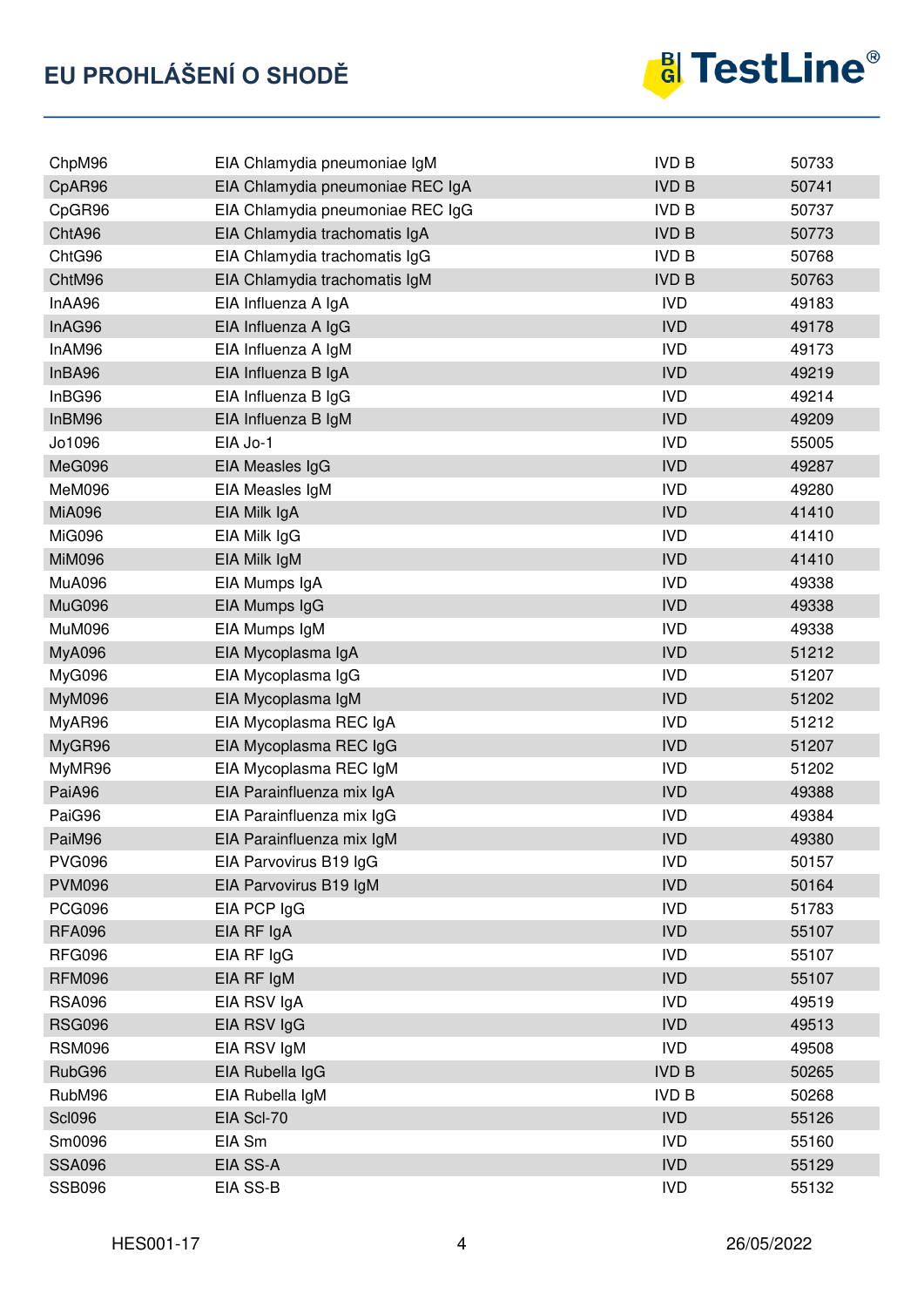| | | | |
|---|---|---|---|
| ChpM96 | EIA Chlamydia pneumoniae IgM | IVD B | 50733 |
| CpAR96 | EIA Chlamydia pneumoniae REC IgA | IVD B | 50741 |
| CpGR96 | EIA Chlamydia pneumoniae REC IgG | IVD B | 50737 |
| ChtA96 | EIA Chlamydia trachomatis IgA | IVD B | 50773 |
| ChtG96 | EIA Chlamydia trachomatis IgG | IVD B | 50768 |
| ChtM96 | EIA Chlamydia trachomatis IgM | IVD B | 50763 |
| InAA96 | EIA Influenza A IgA | IVD | 49183 |
| InAG96 | EIA Influenza A IgG | IVD | 49178 |
| InAM96 | EIA Influenza A IgM | IVD | 49173 |
| InBA96 | EIA Influenza B IgA | IVD | 49219 |
| InBG96 | EIA Influenza B IgG | IVD | 49214 |
| InBM96 | EIA Influenza B IgM | IVD | 49209 |
| Jo1096 | EIA Jo-1 | IVD | 55005 |
| MeG096 | EIA Measles IgG | IVD | 49287 |
| MeM096 | EIA Measles IgM | IVD | 49280 |
| MiA096 | EIA Milk IgA | IVD | 41410 |
| MiG096 | EIA Milk IgG | IVD | 41410 |
| MiM096 | EIA Milk IgM | IVD | 41410 |
| MuA096 | EIA Mumps IgA | IVD | 49338 |
| MuG096 | EIA Mumps IgG | IVD | 49338 |
| MuM096 | EIA Mumps IgM | IVD | 49338 |
| MyA096 | EIA Mycoplasma IgA | IVD | 51212 |
| MyG096 | EIA Mycoplasma IgG | IVD | 51207 |
| MyM096 | EIA Mycoplasma IgM | IVD | 51202 |
| MyAR96 | EIA Mycoplasma REC IgA | IVD | 51212 |
| MyGR96 | EIA Mycoplasma REC IgG | IVD | 51207 |
| MyMR96 | EIA Mycoplasma REC IgM | IVD | 51202 |
| PaiA96 | EIA Parainfluenza mix IgA | IVD | 49388 |
| PaiG96 | EIA Parainfluenza mix IgG | IVD | 49384 |
| PaiM96 | EIA Parainfluenza mix IgM | IVD | 49380 |
| PVG096 | EIA Parvovirus B19 IgG | IVD | 50157 |
| PVM096 | EIA Parvovirus B19 IgM | IVD | 50164 |
| PCG096 | EIA PCP IgG | IVD | 51783 |
| RFA096 | EIA RF IgA | IVD | 55107 |
| RFG096 | EIA RF IgG | IVD | 55107 |
| RFM096 | EIA RF IgM | IVD | 55107 |
| RSA096 | EIA RSV IgA | IVD | 49519 |
| RSG096 | EIA RSV IgG | IVD | 49513 |
| RSM096 | EIA RSV IgM | IVD | 49508 |
| RubG96 | EIA Rubella IgG | IVD B | 50265 |
| RubM96 | EIA Rubella IgM | IVD B | 50268 |
| Scl096 | EIA Scl-70 | IVD | 55126 |
| Sm0096 | EIA Sm | IVD | 55160 |
| SSA096 | EIA SS-A | IVD | 55129 |
| SSB096 | EIA SS-B | IVD | 55132 |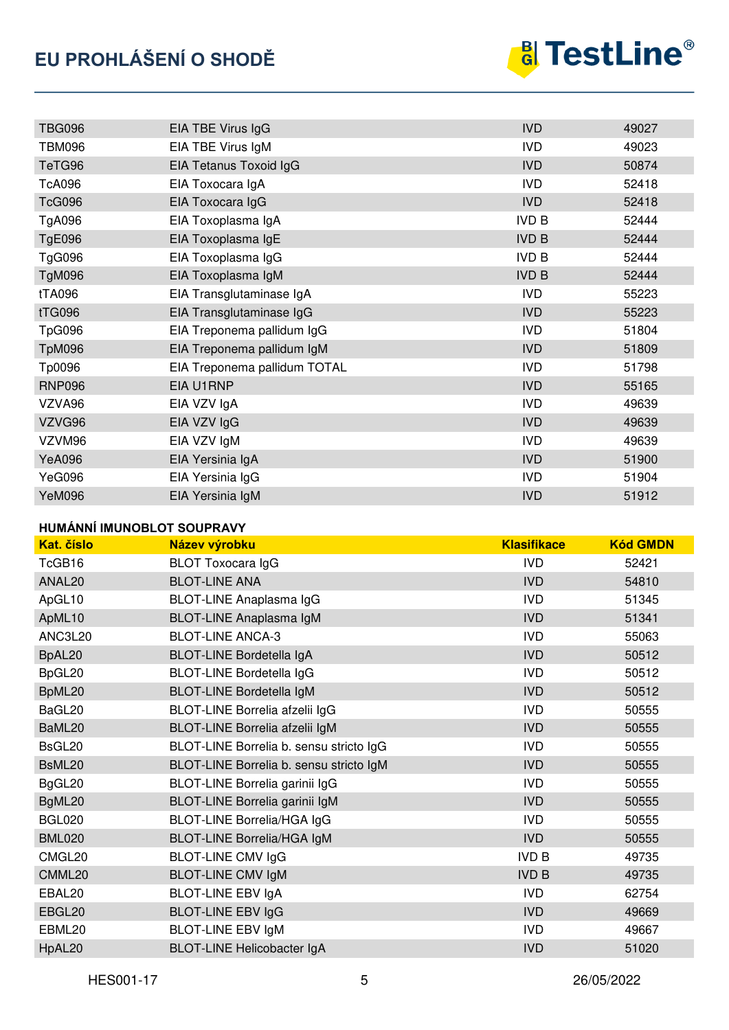| | | | |
|---|---|---|---|
| TBG096 | EIA TBE Virus IgG | IVD | 49027 |
| TBM096 | EIA TBE Virus IgM | IVD | 49023 |
| TeTG96 | EIA Tetanus Toxoid IgG | IVD | 50874 |
| TcA096 | EIA Toxocara IgA | IVD | 52418 |
| TcG096 | EIA Toxocara IgG | IVD | 52418 |
| TgA096 | EIA Toxoplasma IgA | IVD B | 52444 |
| TgE096 | EIA Toxoplasma IgE | IVD B | 52444 |
| TgG096 | EIA Toxoplasma IgG | IVD B | 52444 |
| TgM096 | EIA Toxoplasma IgM | IVD B | 52444 |
| tTA096 | EIA Transglutaminase IgA | IVD | 55223 |
| tTG096 | EIA Transglutaminase IgG | IVD | 55223 |
| TpG096 | EIA Treponema pallidum IgG | IVD | 51804 |
| TpM096 | EIA Treponema pallidum IgM | IVD | 51809 |
| Tp0096 | EIA Treponema pallidum TOTAL | IVD | 51798 |
| RNP096 | EIA U1RNP | IVD | 55165 |
| VZVA96 | EIA VZV IgA | IVD | 49639 |
| VZVG96 | EIA VZV IgG | IVD | 49639 |
| VZVM96 | EIA VZV IgM | IVD | 49639 |
| YeA096 | EIA Yersinia IgA | IVD | 51900 |
| YeG096 | EIA Yersinia IgG | IVD | 51904 |
| YeM096 | EIA Yersinia IgM | IVD | 51912 |

**HUMÁNNÍ IMUNOBLOT SOUPRAVY**

| Kat. číslo | Název výrobku | Klasifikace | Kód GMDN |
|---|---|---|---|
| TcGB16 | BLOT Toxocara IgG | IVD | 52421 |
| ANAL20 | BLOT-LINE ANA | IVD | 54810 |
| ApGL10 | BLOT-LINE Anaplasma IgG | IVD | 51345 |
| ApML10 | BLOT-LINE Anaplasma IgM | IVD | 51341 |
| ANC3L20 | BLOT-LINE ANCA-3 | IVD | 55063 |
| BpAL20 | BLOT-LINE Bordetella IgA | IVD | 50512 |
| BpGL20 | BLOT-LINE Bordetella IgG | IVD | 50512 |
| BpML20 | BLOT-LINE Bordetella IgM | IVD | 50512 |
| BaGL20 | BLOT-LINE Borrelia afzelii IgG | IVD | 50555 |
| BaML20 | BLOT-LINE Borrelia afzelii IgM | IVD | 50555 |
| BsGL20 | BLOT-LINE Borrelia b. sensu stricto IgG | IVD | 50555 |
| BsML20 | BLOT-LINE Borrelia b. sensu stricto IgM | IVD | 50555 |
| BgGL20 | BLOT-LINE Borrelia garinii IgG | IVD | 50555 |
| BgML20 | BLOT-LINE Borrelia garinii IgM | IVD | 50555 |
| BGL020 | BLOT-LINE Borrelia/HGA IgG | IVD | 50555 |
| BML020 | BLOT-LINE Borrelia/HGA IgM | IVD | 50555 |
| CMGL20 | BLOT-LINE CMV IgG | IVD B | 49735 |
| CMML20 | BLOT-LINE CMV IgM | IVD B | 49735 |
| EBAL20 | BLOT-LINE EBV IgA | IVD | 62754 |
| EBGL20 | BLOT-LINE EBV IgG | IVD | 49669 |
| EBML20 | BLOT-LINE EBV IgM | IVD | 49667 |
| HpAL20 | BLOT-LINE Helicobacter IgA | IVD | 51020 |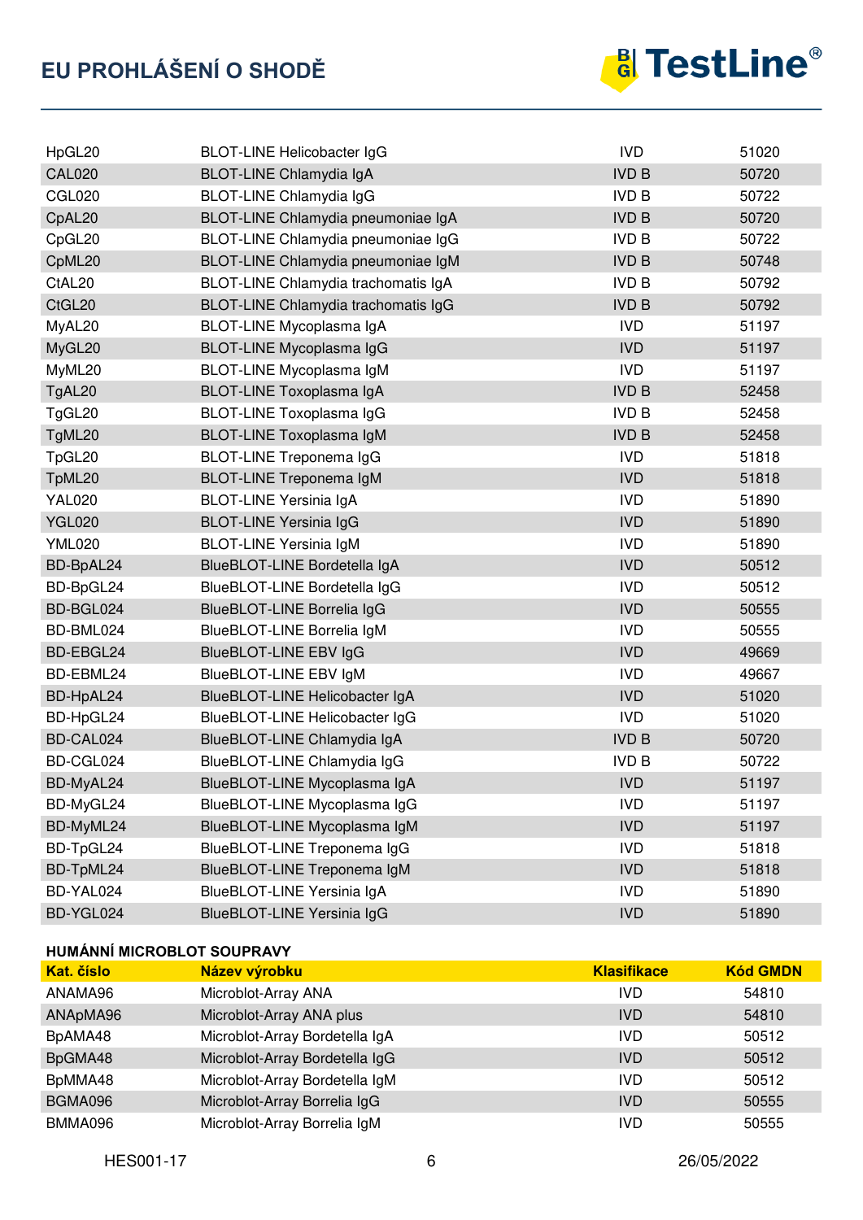| | | | |
|---|---|---|---|
| HpGL20 | BLOT-LINE Helicobacter IgG | IVD | 51020 |
| CAL020 | BLOT-LINE Chlamydia IgA | IVD B | 50720 |
| CGL020 | BLOT-LINE Chlamydia IgG | IVD B | 50722 |
| CpAL20 | BLOT-LINE Chlamydia pneumoniae IgA | IVD B | 50720 |
| CpGL20 | BLOT-LINE Chlamydia pneumoniae IgG | IVD B | 50722 |
| CpML20 | BLOT-LINE Chlamydia pneumoniae IgM | IVD B | 50748 |
| CtAL20 | BLOT-LINE Chlamydia trachomatis IgA | IVD B | 50792 |
| CtGL20 | BLOT-LINE Chlamydia trachomatis IgG | IVD B | 50792 |
| MyAL20 | BLOT-LINE Mycoplasma IgA | IVD | 51197 |
| MyGL20 | BLOT-LINE Mycoplasma IgG | IVD | 51197 |
| MyML20 | BLOT-LINE Mycoplasma IgM | IVD | 51197 |
| TgAL20 | BLOT-LINE Toxoplasma IgA | IVD B | 52458 |
| TgGL20 | BLOT-LINE Toxoplasma IgG | IVD B | 52458 |
| TgML20 | BLOT-LINE Toxoplasma IgM | IVD B | 52458 |
| TpGL20 | BLOT-LINE Treponema IgG | IVD | 51818 |
| TpML20 | BLOT-LINE Treponema IgM | IVD | 51818 |
| YAL020 | BLOT-LINE Yersinia IgA | IVD | 51890 |
| YGL020 | BLOT-LINE Yersinia IgG | IVD | 51890 |
| YML020 | BLOT-LINE Yersinia IgM | IVD | 51890 |
| BD-BpAL24 | BlueBLOT-LINE Bordetella IgA | IVD | 50512 |
| BD-BpGL24 | BlueBLOT-LINE Bordetella IgG | IVD | 50512 |
| BD-BGL024 | BlueBLOT-LINE Borrelia IgG | IVD | 50555 |
| BD-BML024 | BlueBLOT-LINE Borrelia IgM | IVD | 50555 |
| BD-EBGL24 | BlueBLOT-LINE EBV IgG | IVD | 49669 |
| BD-EBML24 | BlueBLOT-LINE EBV IgM | IVD | 49667 |
| BD-HpAL24 | BlueBLOT-LINE Helicobacter IgA | IVD | 51020 |
| BD-HpGL24 | BlueBLOT-LINE Helicobacter IgG | IVD | 51020 |
| BD-CAL024 | BlueBLOT-LINE Chlamydia IgA | IVD B | 50720 |
| BD-CGL024 | BlueBLOT-LINE Chlamydia IgG | IVD B | 50722 |
| BD-MyAL24 | BlueBLOT-LINE Mycoplasma IgA | IVD | 51197 |
| BD-MyGL24 | BlueBLOT-LINE Mycoplasma IgG | IVD | 51197 |
| BD-MyML24 | BlueBLOT-LINE Mycoplasma IgM | IVD | 51197 |
| BD-TpGL24 | BlueBLOT-LINE Treponema IgG | IVD | 51818 |
| BD-TpML24 | BlueBLOT-LINE Treponema IgM | IVD | 51818 |
| BD-YAL024 | BlueBLOT-LINE Yersinia IgA | IVD | 51890 |
| BD-YGL024 | BlueBLOT-LINE Yersinia IgG | IVD | 51890 |

**HUMÁNNÍ MICROBLOT SOUPRAVY**

| Kat. číslo | Název výrobku | Klasifikace | Kód GMDN |
|---|---|---|---|
| ANAMA96 | Microblot-Array ANA | IVD | 54810 |
| ANApMA96 | Microblot-Array ANA plus | IVD | 54810 |
| BpAMA48 | Microblot-Array Bordetella IgA | IVD | 50512 |
| BpGMA48 | Microblot-Array Bordetella IgG | IVD | 50512 |
| BpMMA48 | Microblot-Array Bordetella IgM | IVD | 50512 |
| BGMA096 | Microblot-Array Borrelia IgG | IVD | 50555 |
| BMMA096 | Microblot-Array Borrelia IgM | IVD | 50555 |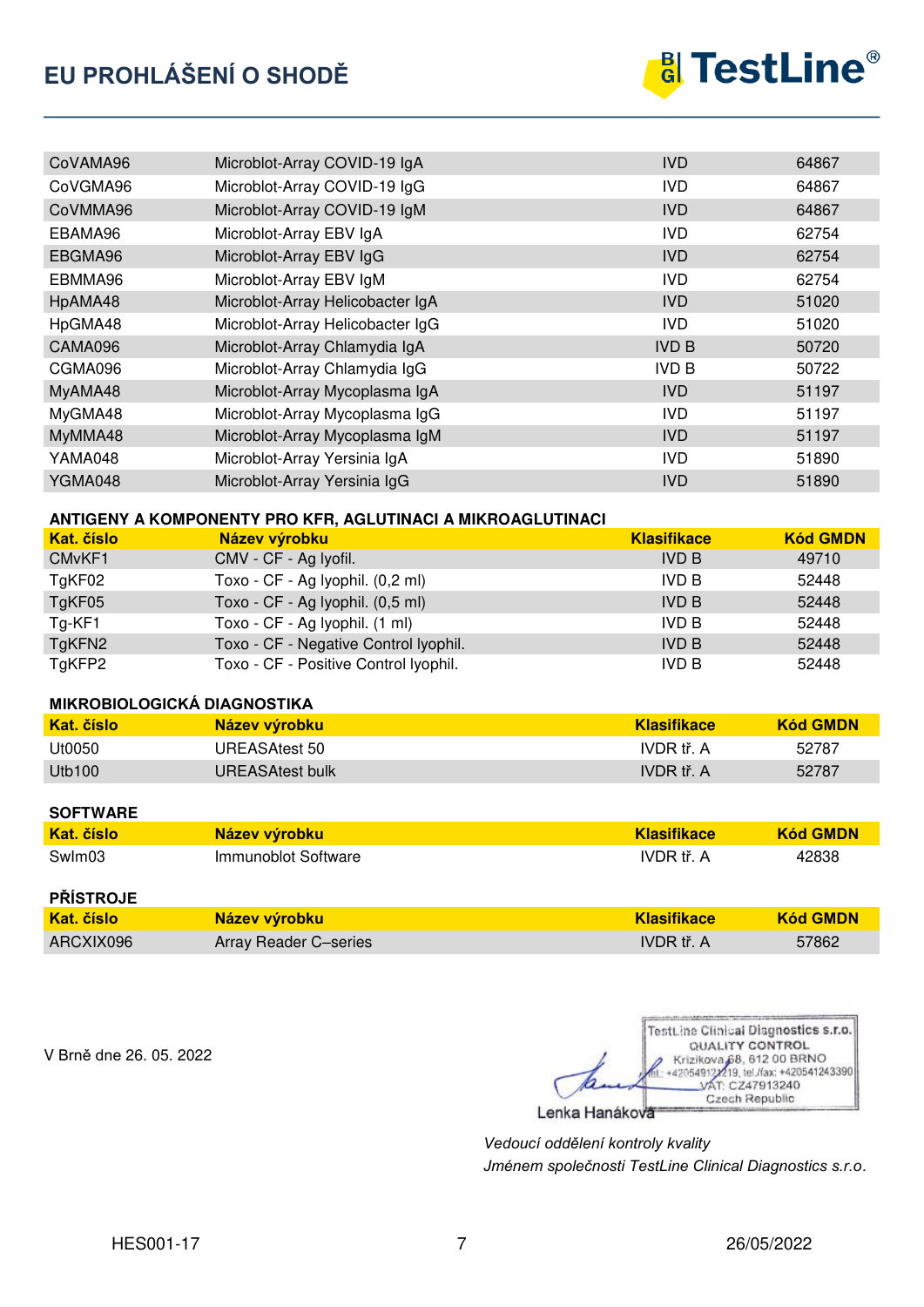| | | | |
|---|---|---|---|
| CoVAMA96 | Microblot-Array COVID-19 IgA | IVD | 64867 |
| CoVGMA96 | Microblot-Array COVID-19 IgG | IVD | 64867 |
| CoVMMA96 | Microblot-Array COVID-19 IgM | IVD | 64867 |
| EBAMA96 | Microblot-Array EBV IgA | IVD | 62754 |
| EBGMA96 | Microblot-Array EBV IgG | IVD | 62754 |
| EBMMA96 | Microblot-Array EBV IgM | IVD | 62754 |
| HpAMA48 | Microblot-Array Helicobacter IgA | IVD | 51020 |
| HpGMA48 | Microblot-Array Helicobacter IgG | IVD | 51020 |
| CAMA096 | Microblot-Array Chlamydia IgA | IVD B | 50720 |
| CGMA096 | Microblot-Array Chlamydia IgG | IVD B | 50722 |
| MyAMA48 | Microblot-Array Mycoplasma IgA | IVD | 51197 |
| MyGMA48 | Microblot-Array Mycoplasma IgG | IVD | 51197 |
| MyMMA48 | Microblot-Array Mycoplasma IgM | IVD | 51197 |
| YAMA048 | Microblot-Array Yersinia IgA | IVD | 51890 |
| YGMA048 | Microblot-Array Yersinia IgG | IVD | 51890 |

### ANTIGENY A KOMPONENTY PRO KFR, AGLUTINACI A MIKROAGLUTINACI

| Kat. číslo | Název výrobku | Klasifikace | Kód GMDN |
|---|---|---|---|
| CMvKF1 | CMV - CF - Ag lyofil. | IVD B | 49710 |
| TgKF02 | Toxo - CF - Ag lyophil. (0,2 ml) | IVD B | 52448 |
| TgKF05 | Toxo - CF - Ag lyophil. (0,5 ml) | IVD B | 52448 |
| Tg-KF1 | Toxo - CF - Ag lyophil. (1 ml) | IVD B | 52448 |
| TgKFN2 | Toxo - CF - Negative Control lyophil. | IVD B | 52448 |
| TgKFP2 | Toxo - CF - Positive Control lyophil. | IVD B | 52448 |

### MIKROBIOLOGICKÁ DIAGNOSTIKA

| Kat. číslo | Název výrobku | Klasifikace | Kód GMDN |
|---|---|---|---|
| Ut0050 | UREASAtest 50 | IVDR tř. A | 52787 |
| Utb100 | UREASAtest bulk | IVDR tř. A | 52787 |

### SOFTWARE

| Kat. číslo | Název výrobku | Klasifikace | Kód GMDN |
|---|---|---|---|
| SwIm03 | Immunoblot Software | IVDR tř. A | 42838 |

### PŘÍSTROJE

| Kat. číslo | Název výrobku | Klasifikace | Kód GMDN |
|---|---|---|---|
| ARCXIX096 | Array Reader C–series | IVDR tř. A | 57862 |

V Brně dne 26. 05. 2022

TestLine Clinical Diagnostics s.r.o.
QUALITY CONTROL
Krizikova 68, 612 00 BRNO
tel.: +420549121219, tel./fax: +420541243390
VAT: CZ47913240
Czech Republic

Lenka Hanáková

*Vedoucí oddělení kontroly kvality*
*Jménem společnosti TestLine Clinical Diagnostics s.r.o.*